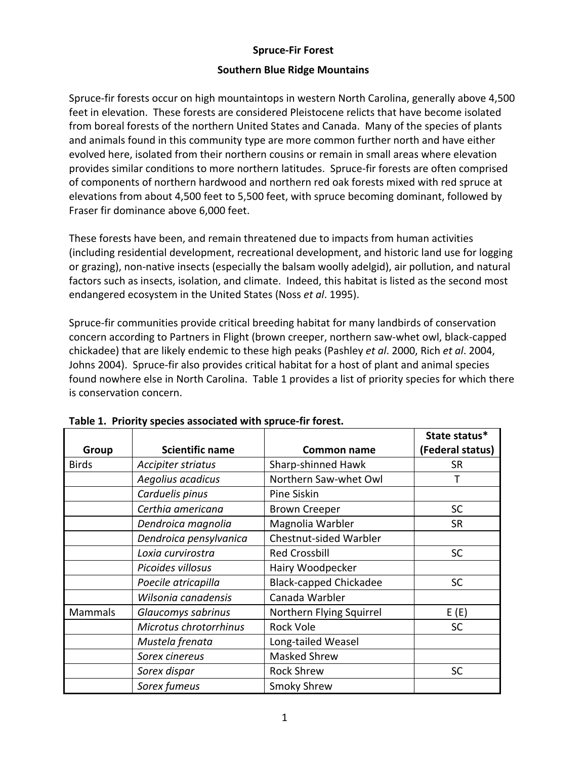# Spruce-Fir Forest

## Southern Blue Ridge Mountains

Spruce-fir forests occur on high mountaintops in western North Carolina, generally above 4,500 feet in elevation. These forests are considered Pleistocene relicts that have become isolated from boreal forests of the northern United States and Canada. Many of the species of plants and animals found in this community type are more common further north and have either evolved here, isolated from their northern cousins or remain in small areas where elevation provides similar conditions to more northern latitudes. Spruce-fir forests are often comprised of components of northern hardwood and northern red oak forests mixed with red spruce at elevations from about 4,500 feet to 5,500 feet, with spruce becoming dominant, followed by Fraser fir dominance above 6,000 feet.

These forests have been, and remain threatened due to impacts from human activities (including residential development, recreational development, and historic land use for logging or grazing), non-native insects (especially the balsam woolly adelgid), air pollution, and natural factors such as insects, isolation, and climate. Indeed, this habitat is listed as the second most endangered ecosystem in the United States (Noss *et al*. 1995).

Spruce-fir communities provide critical breeding habitat for many landbirds of conservation concern according to Partners in Flight (brown creeper, northern saw-whet owl, black-capped chickadee) that are likely endemic to these high peaks (Pashley *et al*. 2000, Rich *et al*. 2004, Johns 2004). Spruce-fir also provides critical habitat for a host of plant and animal species found nowhere else in North Carolina. Table 1 provides a list of priority species for which there is conservation concern.

**Table 1. Priority species associated with spruce-fir forest.**

| Group | Scientific name | Common name | State status* (Federal status) |
|---|---|---|---|
| Birds | *Accipiter striatus* | Sharp-shinned Hawk | SR |
| | *Aegolius acadicus* | Northern Saw-whet Owl | T |
| | *Carduelis pinus* | Pine Siskin | |
| | *Certhia americana* | Brown Creeper | SC |
| | *Dendroica magnolia* | Magnolia Warbler | SR |
| | *Dendroica pensylvanica* | Chestnut-sided Warbler | |
| | *Loxia curvirostra* | Red Crossbill | SC |
| | *Picoides villosus* | Hairy Woodpecker | |
| | *Poecile atricapilla* | Black-capped Chickadee | SC |
| | *Wilsonia canadensis* | Canada Warbler | |
| Mammals | *Glaucomys sabrinus* | Northern Flying Squirrel | E (E) |
| | *Microtus chrotorrhinus* | Rock Vole | SC |
| | *Mustela frenata* | Long-tailed Weasel | |
| | *Sorex cinereus* | Masked Shrew | |
| | *Sorex dispar* | Rock Shrew | SC |
| | *Sorex fumeus* | Smoky Shrew | |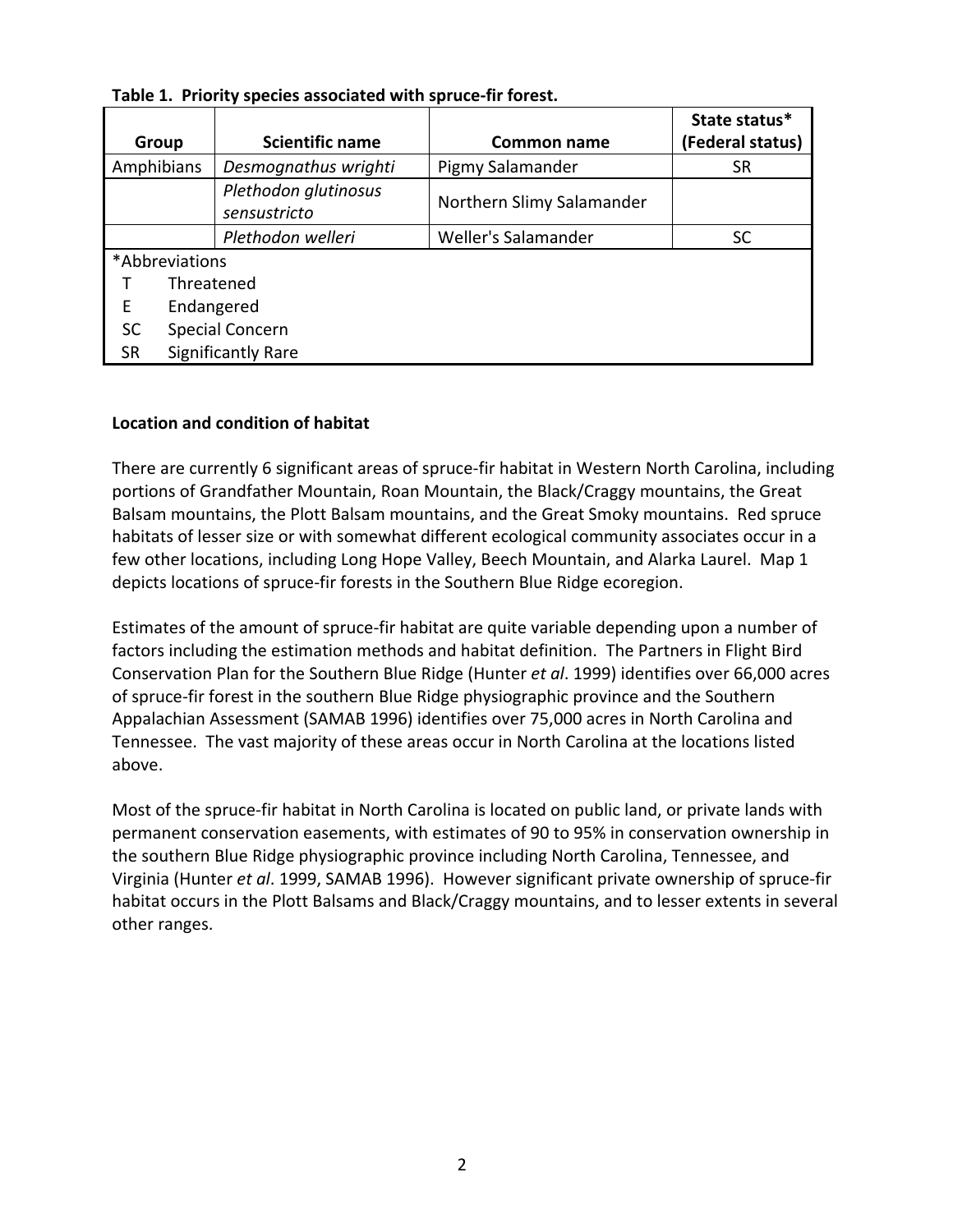**Table 1. Priority species associated with spruce-fir forest.**

| Group | Scientific name | Common name | State status* (Federal status) |
|---|---|---|---|
| Amphibians | *Desmognathus wrighti* | Pigmy Salamander | SR |
| | *Plethodon glutinosus sensustricto* | Northern Slimy Salamander | |
| | *Plethodon welleri* | Weller's Salamander | SC |

*Abbreviations
- T Threatened
- E Endangered
- SC Special Concern
- SR Significantly Rare

**Location and condition of habitat**

There are currently 6 significant areas of spruce-fir habitat in Western North Carolina, including portions of Grandfather Mountain, Roan Mountain, the Black/Craggy mountains, the Great Balsam mountains, the Plott Balsam mountains, and the Great Smoky mountains. Red spruce habitats of lesser size or with somewhat different ecological community associates occur in a few other locations, including Long Hope Valley, Beech Mountain, and Alarka Laurel. Map 1 depicts locations of spruce-fir forests in the Southern Blue Ridge ecoregion.

Estimates of the amount of spruce-fir habitat are quite variable depending upon a number of factors including the estimation methods and habitat definition. The Partners in Flight Bird Conservation Plan for the Southern Blue Ridge (Hunter *et al*. 1999) identifies over 66,000 acres of spruce-fir forest in the southern Blue Ridge physiographic province and the Southern Appalachian Assessment (SAMAB 1996) identifies over 75,000 acres in North Carolina and Tennessee. The vast majority of these areas occur in North Carolina at the locations listed above.

Most of the spruce-fir habitat in North Carolina is located on public land, or private lands with permanent conservation easements, with estimates of 90 to 95% in conservation ownership in the southern Blue Ridge physiographic province including North Carolina, Tennessee, and Virginia (Hunter *et al*. 1999, SAMAB 1996). However significant private ownership of spruce-fir habitat occurs in the Plott Balsams and Black/Craggy mountains, and to lesser extents in several other ranges.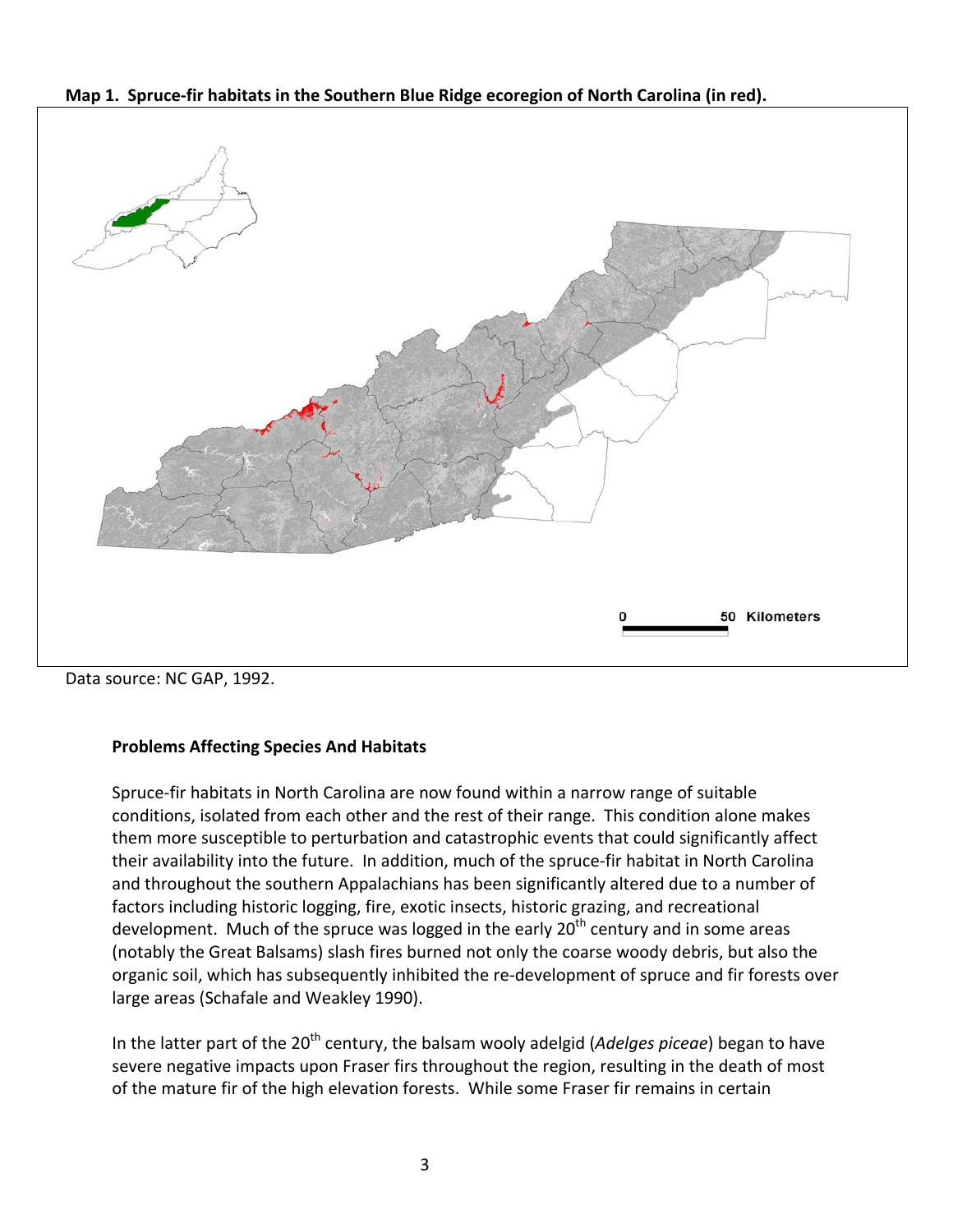**Map 1. Spruce-fir habitats in the Southern Blue Ridge ecoregion of North Carolina (in red).**

0 50 Kilometers

Data source: NC GAP, 1992.

**Problems Affecting Species And Habitats**

Spruce-fir habitats in North Carolina are now found within a narrow range of suitable conditions, isolated from each other and the rest of their range. This condition alone makes them more susceptible to perturbation and catastrophic events that could significantly affect their availability into the future. In addition, much of the spruce-fir habitat in North Carolina and throughout the southern Appalachians has been significantly altered due to a number of factors including historic logging, fire, exotic insects, historic grazing, and recreational development. Much of the spruce was logged in the early 20th century and in some areas (notably the Great Balsams) slash fires burned not only the coarse woody debris, but also the organic soil, which has subsequently inhibited the re-development of spruce and fir forests over large areas (Schafale and Weakley 1990).

In the latter part of the 20th century, the balsam wooly adelgid (*Adelges piceae*) began to have severe negative impacts upon Fraser firs throughout the region, resulting in the death of most of the mature fir of the high elevation forests. While some Fraser fir remains in certain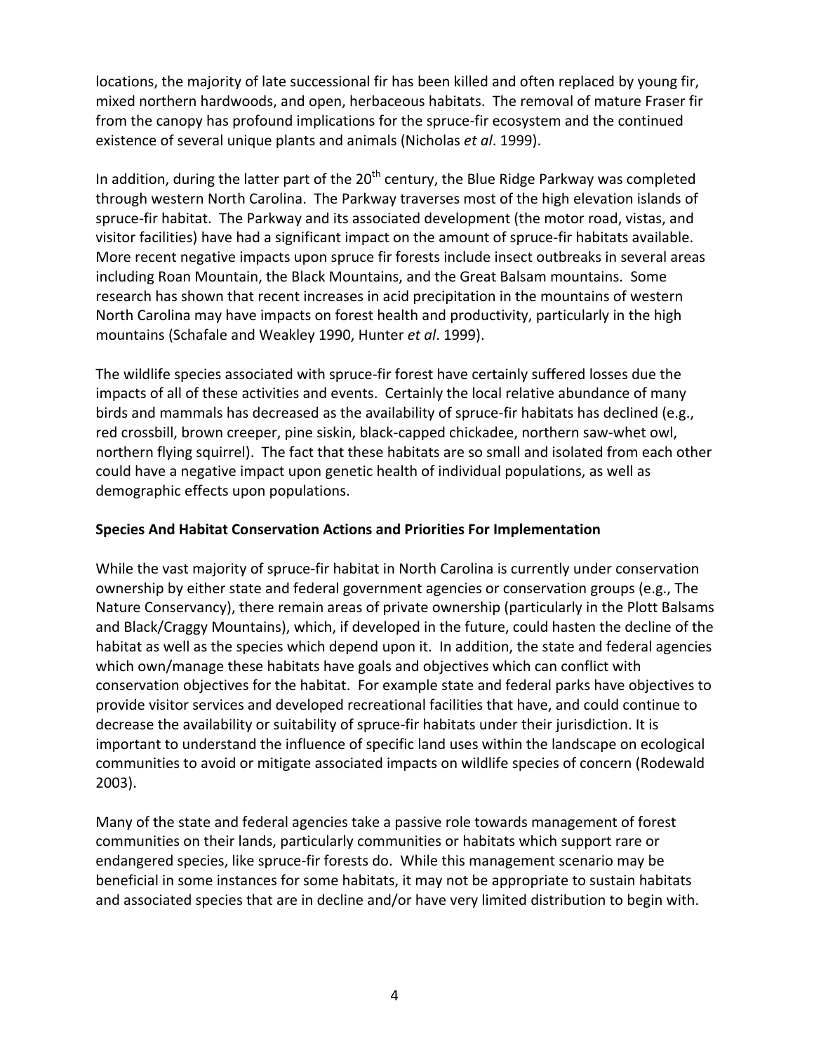locations, the majority of late successional fir has been killed and often replaced by young fir, mixed northern hardwoods, and open, herbaceous habitats. The removal of mature Fraser fir from the canopy has profound implications for the spruce-fir ecosystem and the continued existence of several unique plants and animals (Nicholas *et al*. 1999).

In addition, during the latter part of the 20th century, the Blue Ridge Parkway was completed through western North Carolina. The Parkway traverses most of the high elevation islands of spruce-fir habitat. The Parkway and its associated development (the motor road, vistas, and visitor facilities) have had a significant impact on the amount of spruce-fir habitats available. More recent negative impacts upon spruce fir forests include insect outbreaks in several areas including Roan Mountain, the Black Mountains, and the Great Balsam mountains. Some research has shown that recent increases in acid precipitation in the mountains of western North Carolina may have impacts on forest health and productivity, particularly in the high mountains (Schafale and Weakley 1990, Hunter *et al*. 1999).

The wildlife species associated with spruce-fir forest have certainly suffered losses due the impacts of all of these activities and events. Certainly the local relative abundance of many birds and mammals has decreased as the availability of spruce-fir habitats has declined (e.g., red crossbill, brown creeper, pine siskin, black-capped chickadee, northern saw-whet owl, northern flying squirrel). The fact that these habitats are so small and isolated from each other could have a negative impact upon genetic health of individual populations, as well as demographic effects upon populations.

**Species And Habitat Conservation Actions and Priorities For Implementation**

While the vast majority of spruce-fir habitat in North Carolina is currently under conservation ownership by either state and federal government agencies or conservation groups (e.g., The Nature Conservancy), there remain areas of private ownership (particularly in the Plott Balsams and Black/Craggy Mountains), which, if developed in the future, could hasten the decline of the habitat as well as the species which depend upon it. In addition, the state and federal agencies which own/manage these habitats have goals and objectives which can conflict with conservation objectives for the habitat. For example state and federal parks have objectives to provide visitor services and developed recreational facilities that have, and could continue to decrease the availability or suitability of spruce-fir habitats under their jurisdiction. It is important to understand the influence of specific land uses within the landscape on ecological communities to avoid or mitigate associated impacts on wildlife species of concern (Rodewald 2003).

Many of the state and federal agencies take a passive role towards management of forest communities on their lands, particularly communities or habitats which support rare or endangered species, like spruce-fir forests do. While this management scenario may be beneficial in some instances for some habitats, it may not be appropriate to sustain habitats and associated species that are in decline and/or have very limited distribution to begin with.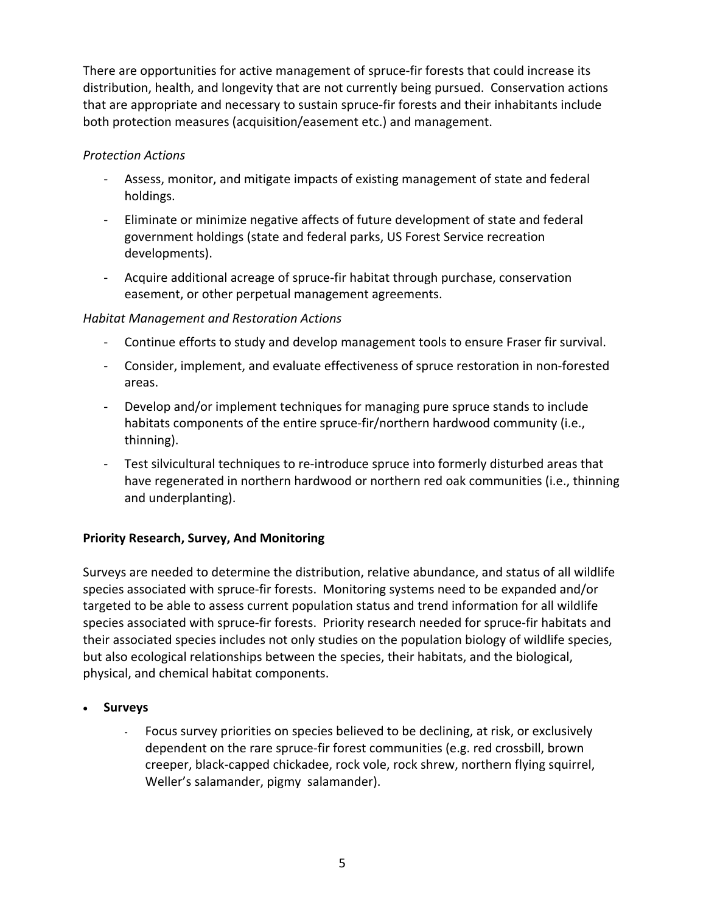There are opportunities for active management of spruce-fir forests that could increase its distribution, health, and longevity that are not currently being pursued. Conservation actions that are appropriate and necessary to sustain spruce-fir forests and their inhabitants include both protection measures (acquisition/easement etc.) and management.

*Protection Actions*

- Assess, monitor, and mitigate impacts of existing management of state and federal holdings.
- Eliminate or minimize negative affects of future development of state and federal government holdings (state and federal parks, US Forest Service recreation developments).
- Acquire additional acreage of spruce-fir habitat through purchase, conservation easement, or other perpetual management agreements.

*Habitat Management and Restoration Actions*

- Continue efforts to study and develop management tools to ensure Fraser fir survival.
- Consider, implement, and evaluate effectiveness of spruce restoration in non-forested areas.
- Develop and/or implement techniques for managing pure spruce stands to include habitats components of the entire spruce-fir/northern hardwood community (i.e., thinning).
- Test silvicultural techniques to re-introduce spruce into formerly disturbed areas that have regenerated in northern hardwood or northern red oak communities (i.e., thinning and underplanting).

**Priority Research, Survey, And Monitoring**

Surveys are needed to determine the distribution, relative abundance, and status of all wildlife species associated with spruce-fir forests. Monitoring systems need to be expanded and/or targeted to be able to assess current population status and trend information for all wildlife species associated with spruce-fir forests. Priority research needed for spruce-fir habitats and their associated species includes not only studies on the population biology of wildlife species, but also ecological relationships between the species, their habitats, and the biological, physical, and chemical habitat components.

- **Surveys**
  - Focus survey priorities on species believed to be declining, at risk, or exclusively dependent on the rare spruce-fir forest communities (e.g. red crossbill, brown creeper, black-capped chickadee, rock vole, rock shrew, northern flying squirrel, Weller's salamander, pigmy salamander).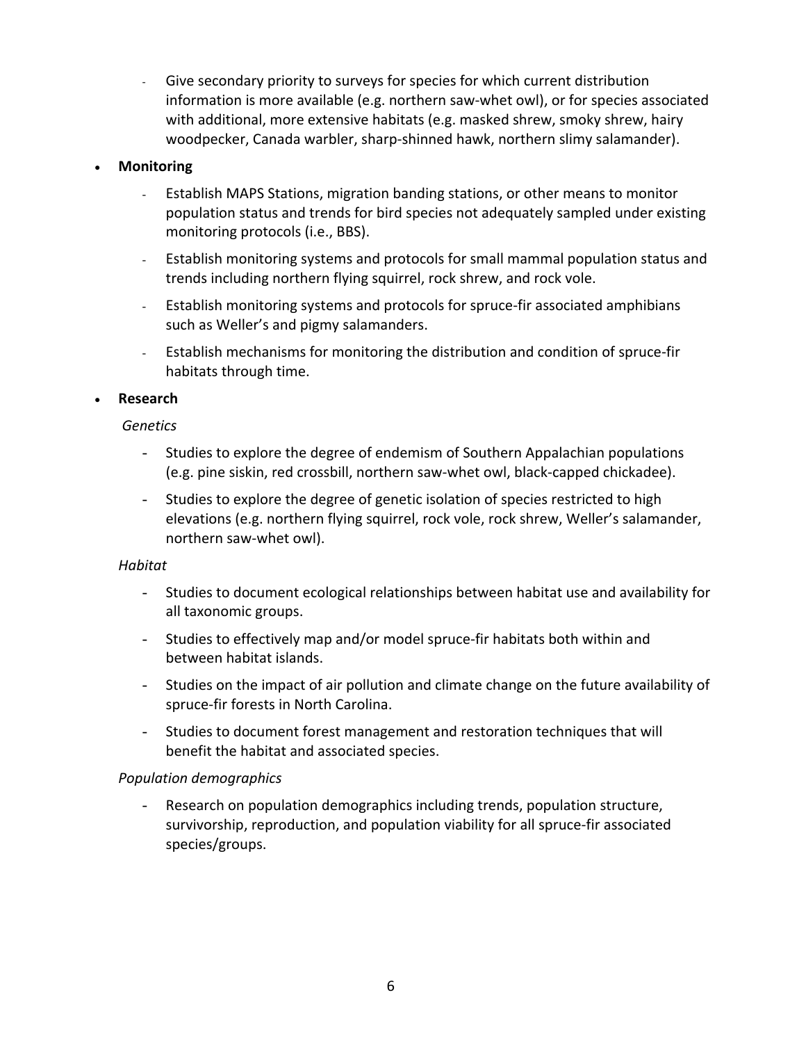- Give secondary priority to surveys for species for which current distribution information is more available (e.g. northern saw-whet owl), or for species associated with additional, more extensive habitats (e.g. masked shrew, smoky shrew, hairy woodpecker, Canada warbler, sharp-shinned hawk, northern slimy salamander).

- **Monitoring**
  - Establish MAPS Stations, migration banding stations, or other means to monitor population status and trends for bird species not adequately sampled under existing monitoring protocols (i.e., BBS).
  - Establish monitoring systems and protocols for small mammal population status and trends including northern flying squirrel, rock shrew, and rock vole.
  - Establish monitoring systems and protocols for spruce-fir associated amphibians such as Weller's and pigmy salamanders.
  - Establish mechanisms for monitoring the distribution and condition of spruce-fir habitats through time.

- **Research**

  *Genetics*

  - Studies to explore the degree of endemism of Southern Appalachian populations (e.g. pine siskin, red crossbill, northern saw-whet owl, black-capped chickadee).
  - Studies to explore the degree of genetic isolation of species restricted to high elevations (e.g. northern flying squirrel, rock vole, rock shrew, Weller's salamander, northern saw-whet owl).

  *Habitat*

  - Studies to document ecological relationships between habitat use and availability for all taxonomic groups.
  - Studies to effectively map and/or model spruce-fir habitats both within and between habitat islands.
  - Studies on the impact of air pollution and climate change on the future availability of spruce-fir forests in North Carolina.
  - Studies to document forest management and restoration techniques that will benefit the habitat and associated species.

  *Population demographics*

  - Research on population demographics including trends, population structure, survivorship, reproduction, and population viability for all spruce-fir associated species/groups.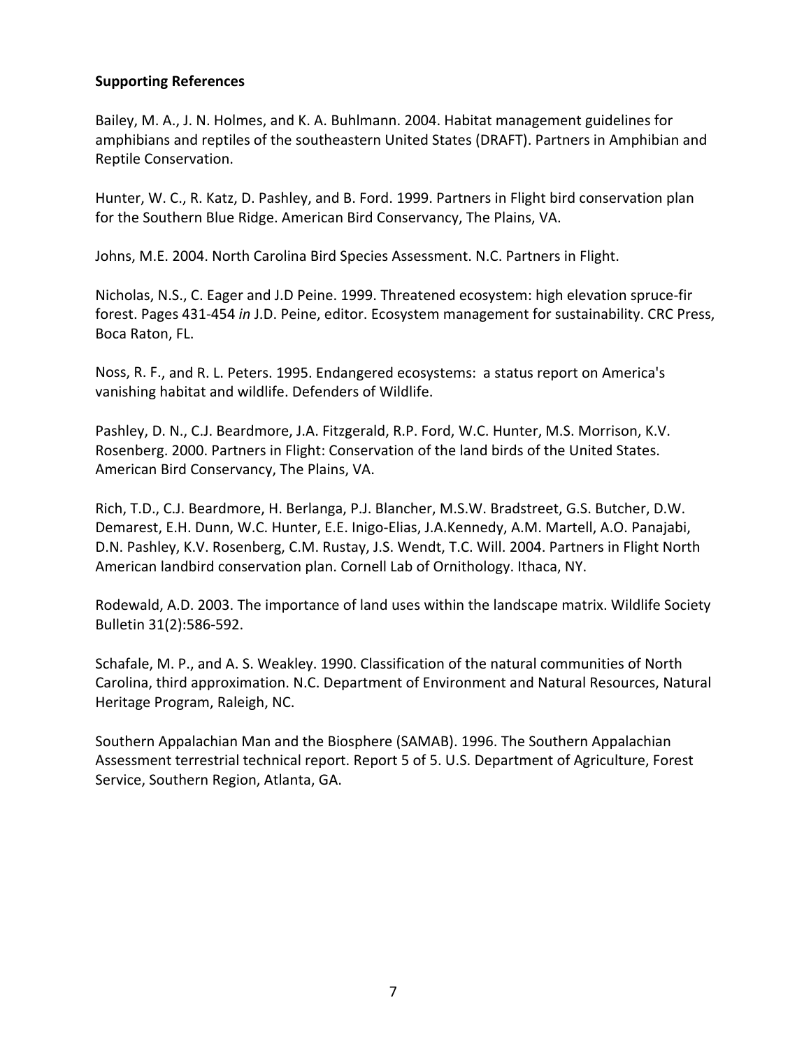**Supporting References**

Bailey, M. A., J. N. Holmes, and K. A. Buhlmann. 2004. Habitat management guidelines for amphibians and reptiles of the southeastern United States (DRAFT). Partners in Amphibian and Reptile Conservation.

Hunter, W. C., R. Katz, D. Pashley, and B. Ford. 1999. Partners in Flight bird conservation plan for the Southern Blue Ridge. American Bird Conservancy, The Plains, VA.

Johns, M.E. 2004. North Carolina Bird Species Assessment. N.C. Partners in Flight.

Nicholas, N.S., C. Eager and J.D Peine. 1999. Threatened ecosystem: high elevation spruce-fir forest. Pages 431-454 *in* J.D. Peine, editor. Ecosystem management for sustainability. CRC Press, Boca Raton, FL.

Noss, R. F., and R. L. Peters. 1995. Endangered ecosystems: a status report on America's vanishing habitat and wildlife. Defenders of Wildlife.

Pashley, D. N., C.J. Beardmore, J.A. Fitzgerald, R.P. Ford, W.C. Hunter, M.S. Morrison, K.V. Rosenberg. 2000. Partners in Flight: Conservation of the land birds of the United States. American Bird Conservancy, The Plains, VA.

Rich, T.D., C.J. Beardmore, H. Berlanga, P.J. Blancher, M.S.W. Bradstreet, G.S. Butcher, D.W. Demarest, E.H. Dunn, W.C. Hunter, E.E. Inigo-Elias, J.A.Kennedy, A.M. Martell, A.O. Panajabi, D.N. Pashley, K.V. Rosenberg, C.M. Rustay, J.S. Wendt, T.C. Will. 2004. Partners in Flight North American landbird conservation plan. Cornell Lab of Ornithology. Ithaca, NY.

Rodewald, A.D. 2003. The importance of land uses within the landscape matrix. Wildlife Society Bulletin 31(2):586-592.

Schafale, M. P., and A. S. Weakley. 1990. Classification of the natural communities of North Carolina, third approximation. N.C. Department of Environment and Natural Resources, Natural Heritage Program, Raleigh, NC.

Southern Appalachian Man and the Biosphere (SAMAB). 1996. The Southern Appalachian Assessment terrestrial technical report. Report 5 of 5. U.S. Department of Agriculture, Forest Service, Southern Region, Atlanta, GA.